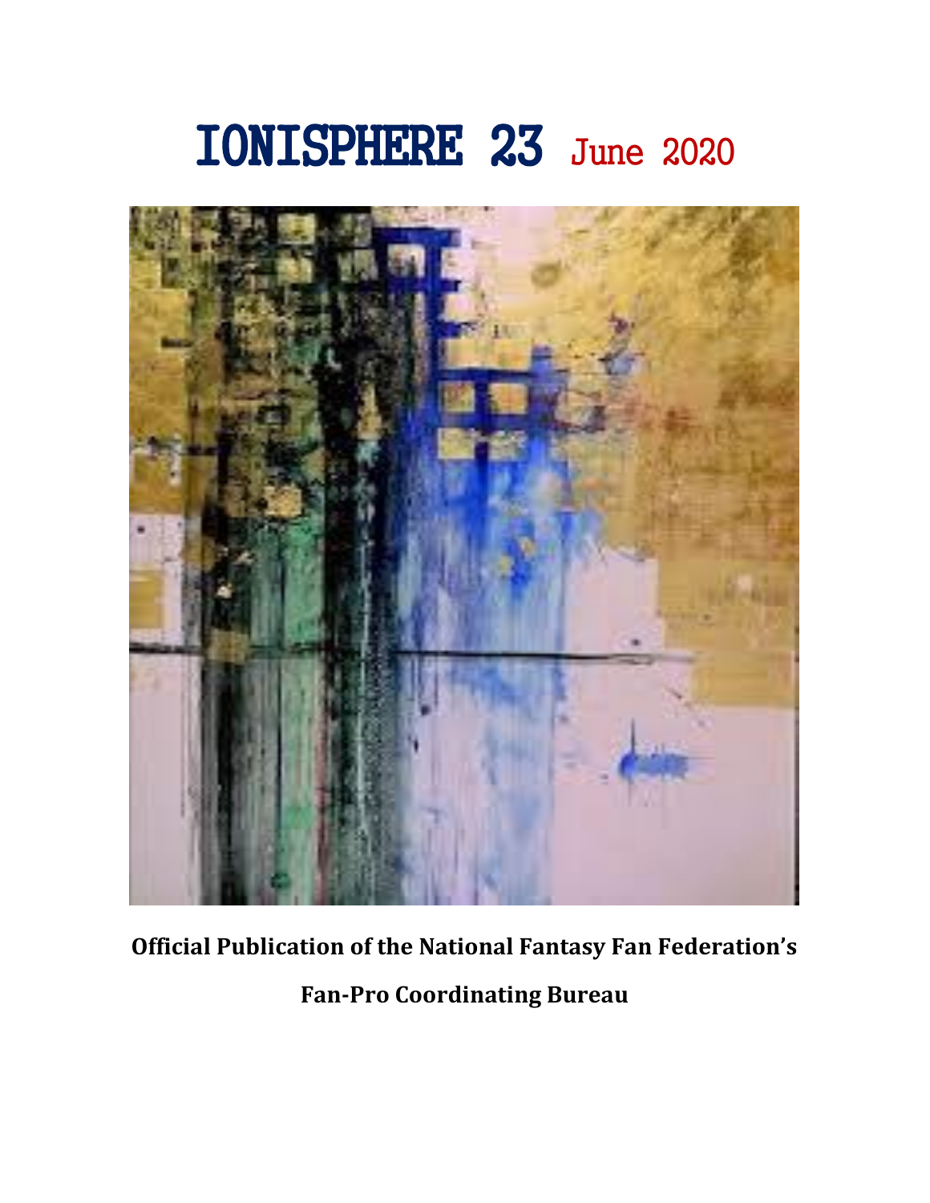# IONISPHERE 23 June 2020

**Official Publication of the National Fantasy Fan Federation's**

**Fan-Pro Coordinating Bureau**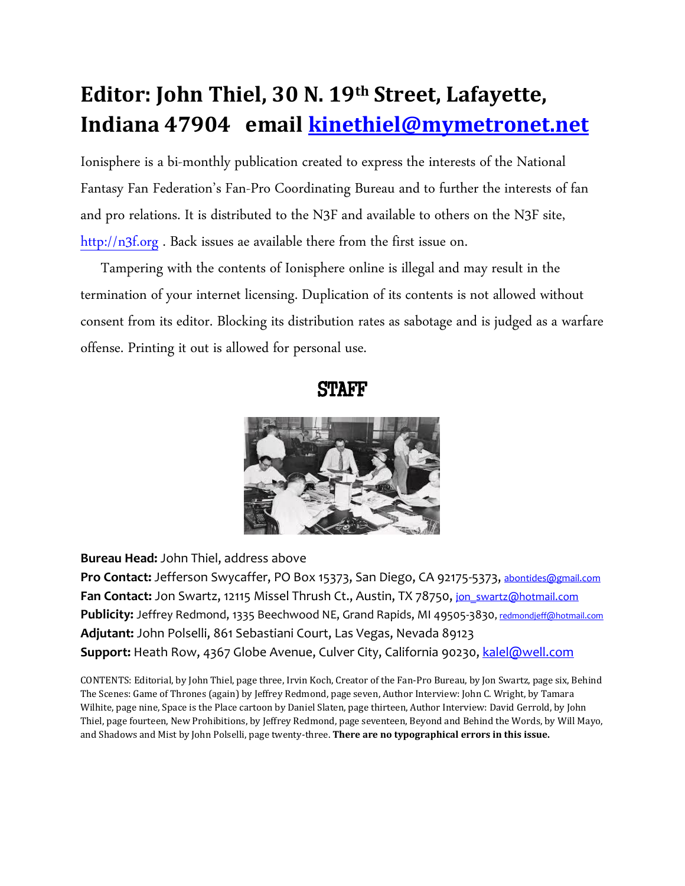# Editor: John Thiel, 30 N. 19th Street, Lafayette, Indiana 47904 email kinethiel@mymetronet.net

Ionisphere is a bi-monthly publication created to express the interests of the National Fantasy Fan Federation's Fan-Pro Coordinating Bureau and to further the interests of fan and pro relations. It is distributed to the N3F and available to others on the N3F site, http://n3f.org . Back issues ae available there from the first issue on.

Tampering with the contents of Ionisphere online is illegal and may result in the termination of your internet licensing. Duplication of its contents is not allowed without consent from its editor. Blocking its distribution rates as sabotage and is judged as a warfare offense. Printing it out is allowed for personal use.

## STAFF

**Bureau Head:** John Thiel, address above
**Pro Contact:** Jefferson Swycaffer, PO Box 15373, San Diego, CA 92175-5373, abontides@gmail.com
**Fan Contact:** Jon Swartz, 12115 Missel Thrush Ct., Austin, TX 78750, jon_swartz@hotmail.com
**Publicity:** Jeffrey Redmond, 1335 Beechwood NE, Grand Rapids, MI 49505-3830, redmondjeff@hotmail.com
**Adjutant:** John Polselli, 861 Sebastiani Court, Las Vegas, Nevada 89123
**Support:** Heath Row, 4367 Globe Avenue, Culver City, California 90230, kalel@well.com

CONTENTS: Editorial, by John Thiel, page three, Irvin Koch, Creator of the Fan-Pro Bureau, by Jon Swartz, page six, Behind The Scenes: Game of Thrones (again) by Jeffrey Redmond, page seven, Author Interview: John C. Wright, by Tamara Wilhite, page nine, Space is the Place cartoon by Daniel Slaten, page thirteen, Author Interview: David Gerrold, by John Thiel, page fourteen, New Prohibitions, by Jeffrey Redmond, page seventeen, Beyond and Behind the Words, by Will Mayo, and Shadows and Mist by John Polselli, page twenty-three. **There are no typographical errors in this issue.**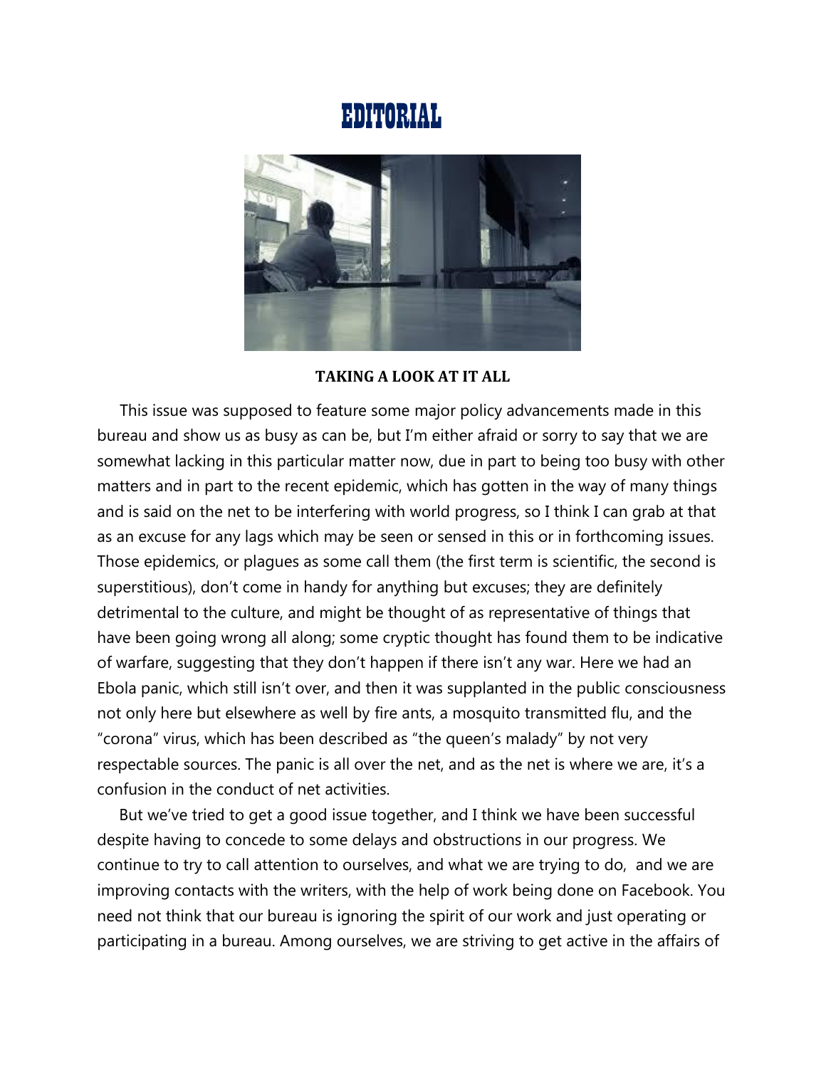# EDITORIAL

**TAKING A LOOK AT IT ALL**

This issue was supposed to feature some major policy advancements made in this bureau and show us as busy as can be, but I'm either afraid or sorry to say that we are somewhat lacking in this particular matter now, due in part to being too busy with other matters and in part to the recent epidemic, which has gotten in the way of many things and is said on the net to be interfering with world progress, so I think I can grab at that as an excuse for any lags which may be seen or sensed in this or in forthcoming issues. Those epidemics, or plagues as some call them (the first term is scientific, the second is superstitious), don't come in handy for anything but excuses; they are definitely detrimental to the culture, and might be thought of as representative of things that have been going wrong all along; some cryptic thought has found them to be indicative of warfare, suggesting that they don't happen if there isn't any war. Here we had an Ebola panic, which still isn't over, and then it was supplanted in the public consciousness not only here but elsewhere as well by fire ants, a mosquito transmitted flu, and the "corona" virus, which has been described as "the queen's malady" by not very respectable sources. The panic is all over the net, and as the net is where we are, it's a confusion in the conduct of net activities.

But we've tried to get a good issue together, and I think we have been successful despite having to concede to some delays and obstructions in our progress. We continue to try to call attention to ourselves, and what we are trying to do, and we are improving contacts with the writers, with the help of work being done on Facebook. You need not think that our bureau is ignoring the spirit of our work and just operating or participating in a bureau. Among ourselves, we are striving to get active in the affairs of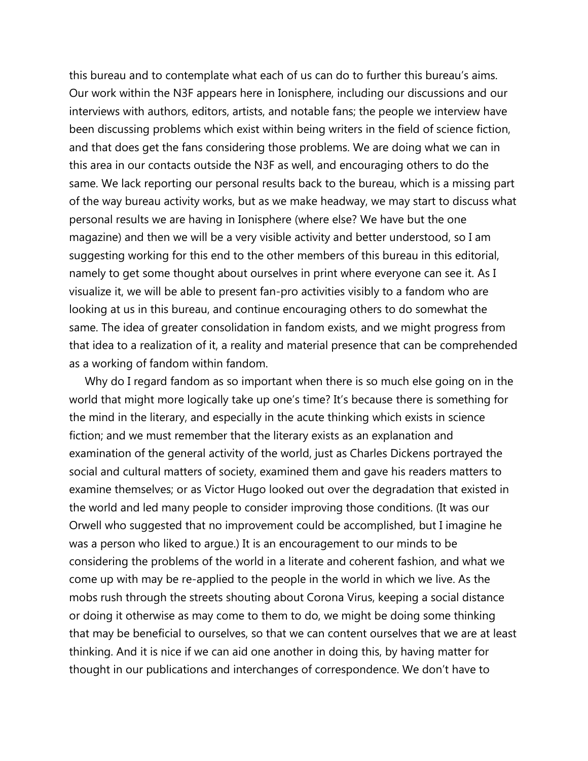this bureau and to contemplate what each of us can do to further this bureau's aims. Our work within the N3F appears here in Ionisphere, including our discussions and our interviews with authors, editors, artists, and notable fans; the people we interview have been discussing problems which exist within being writers in the field of science fiction, and that does get the fans considering those problems. We are doing what we can in this area in our contacts outside the N3F as well, and encouraging others to do the same. We lack reporting our personal results back to the bureau, which is a missing part of the way bureau activity works, but as we make headway, we may start to discuss what personal results we are having in Ionisphere (where else? We have but the one magazine) and then we will be a very visible activity and better understood, so I am suggesting working for this end to the other members of this bureau in this editorial, namely to get some thought about ourselves in print where everyone can see it. As I visualize it, we will be able to present fan-pro activities visibly to a fandom who are looking at us in this bureau, and continue encouraging others to do somewhat the same. The idea of greater consolidation in fandom exists, and we might progress from that idea to a realization of it, a reality and material presence that can be comprehended as a working of fandom within fandom.

Why do I regard fandom as so important when there is so much else going on in the world that might more logically take up one's time? It's because there is something for the mind in the literary, and especially in the acute thinking which exists in science fiction; and we must remember that the literary exists as an explanation and examination of the general activity of the world, just as Charles Dickens portrayed the social and cultural matters of society, examined them and gave his readers matters to examine themselves; or as Victor Hugo looked out over the degradation that existed in the world and led many people to consider improving those conditions. (It was our Orwell who suggested that no improvement could be accomplished, but I imagine he was a person who liked to argue.) It is an encouragement to our minds to be considering the problems of the world in a literate and coherent fashion, and what we come up with may be re-applied to the people in the world in which we live. As the mobs rush through the streets shouting about Corona Virus, keeping a social distance or doing it otherwise as may come to them to do, we might be doing some thinking that may be beneficial to ourselves, so that we can content ourselves that we are at least thinking. And it is nice if we can aid one another in doing this, by having matter for thought in our publications and interchanges of correspondence. We don't have to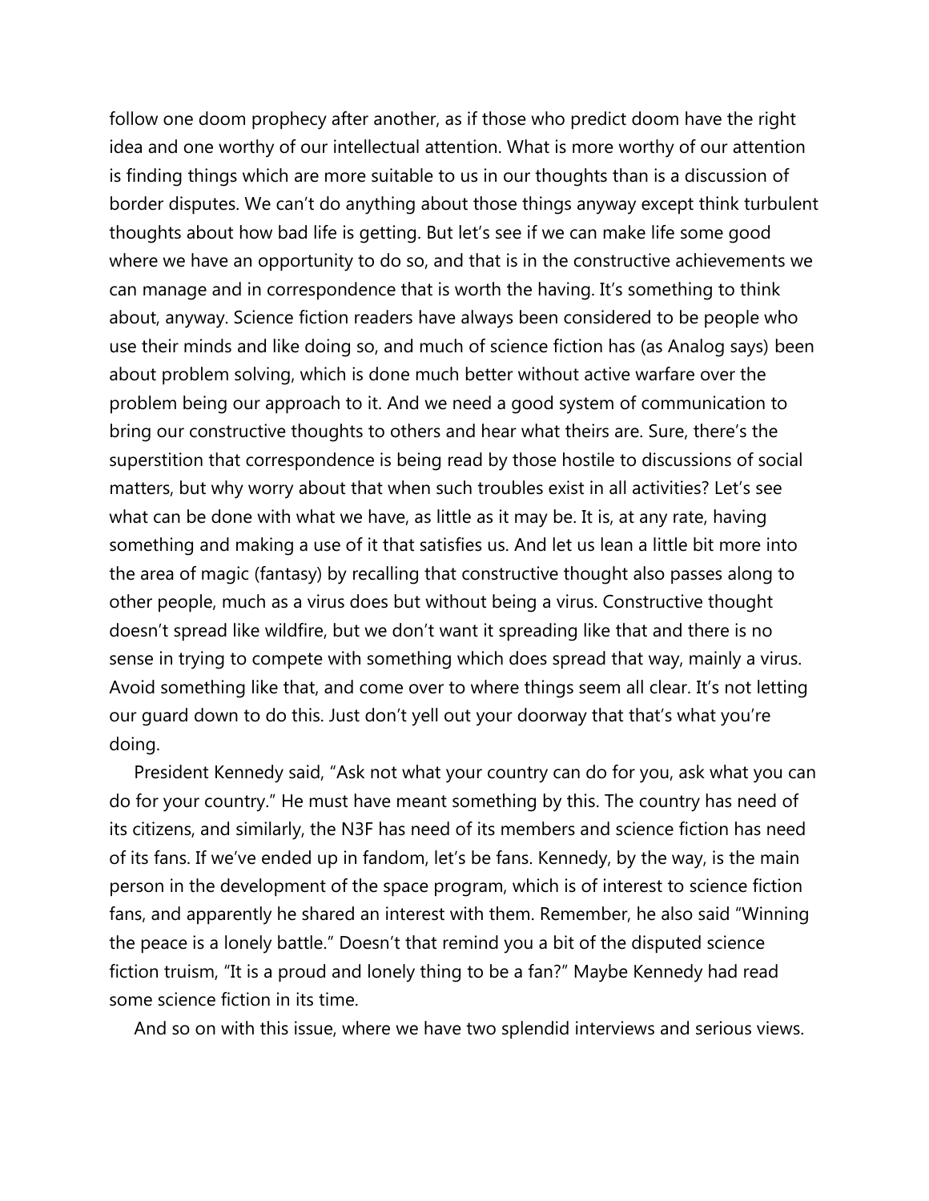follow one doom prophecy after another, as if those who predict doom have the right idea and one worthy of our intellectual attention. What is more worthy of our attention is finding things which are more suitable to us in our thoughts than is a discussion of border disputes. We can't do anything about those things anyway except think turbulent thoughts about how bad life is getting. But let's see if we can make life some good where we have an opportunity to do so, and that is in the constructive achievements we can manage and in correspondence that is worth the having. It's something to think about, anyway. Science fiction readers have always been considered to be people who use their minds and like doing so, and much of science fiction has (as Analog says) been about problem solving, which is done much better without active warfare over the problem being our approach to it. And we need a good system of communication to bring our constructive thoughts to others and hear what theirs are. Sure, there's the superstition that correspondence is being read by those hostile to discussions of social matters, but why worry about that when such troubles exist in all activities? Let's see what can be done with what we have, as little as it may be. It is, at any rate, having something and making a use of it that satisfies us. And let us lean a little bit more into the area of magic (fantasy) by recalling that constructive thought also passes along to other people, much as a virus does but without being a virus. Constructive thought doesn't spread like wildfire, but we don't want it spreading like that and there is no sense in trying to compete with something which does spread that way, mainly a virus. Avoid something like that, and come over to where things seem all clear. It's not letting our guard down to do this. Just don't yell out your doorway that that's what you're doing.

President Kennedy said, "Ask not what your country can do for you, ask what you can do for your country." He must have meant something by this. The country has need of its citizens, and similarly, the N3F has need of its members and science fiction has need of its fans. If we've ended up in fandom, let's be fans. Kennedy, by the way, is the main person in the development of the space program, which is of interest to science fiction fans, and apparently he shared an interest with them. Remember, he also said "Winning the peace is a lonely battle." Doesn't that remind you a bit of the disputed science fiction truism, "It is a proud and lonely thing to be a fan?" Maybe Kennedy had read some science fiction in its time.

And so on with this issue, where we have two splendid interviews and serious views.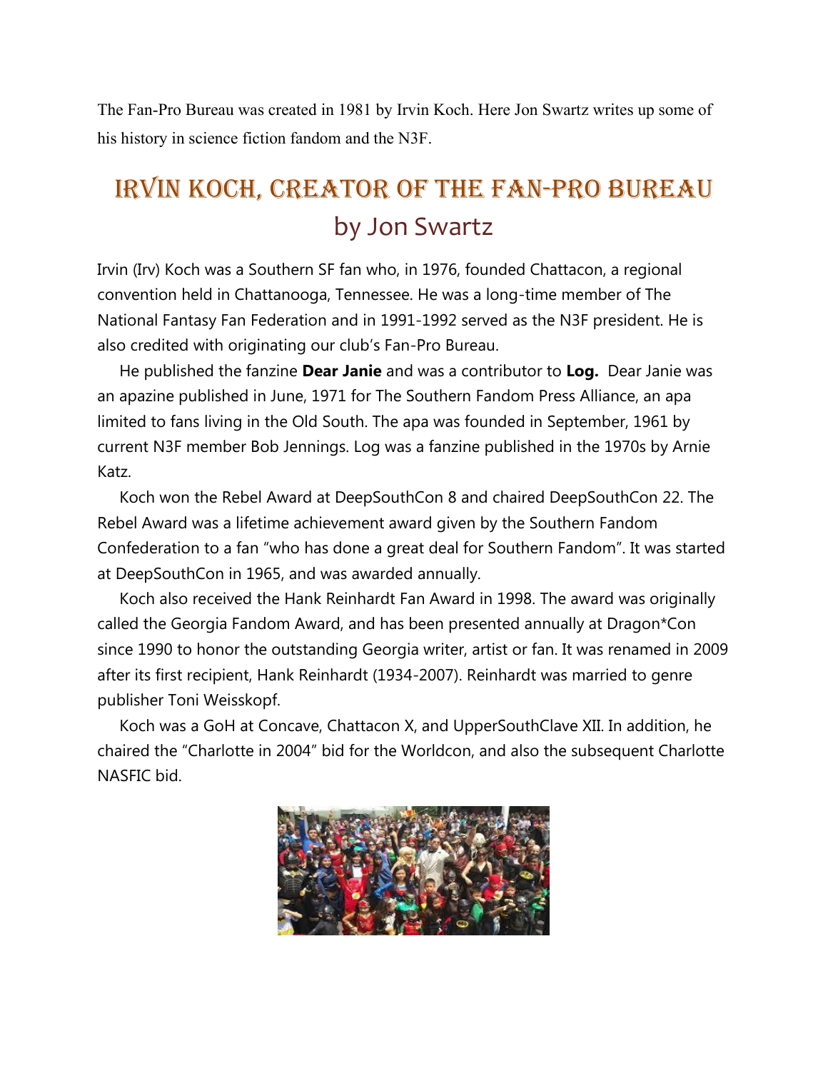The Fan-Pro Bureau was created in 1981 by Irvin Koch. Here Jon Swartz writes up some of his history in science fiction fandom and the N3F.

# Irvin Koch, Creator of the Fan-Pro Bureau

## by Jon Swartz

Irvin (Irv) Koch was a Southern SF fan who, in 1976, founded Chattacon, a regional convention held in Chattanooga, Tennessee. He was a long-time member of The National Fantasy Fan Federation and in 1991-1992 served as the N3F president. He is also credited with originating our club's Fan-Pro Bureau.

He published the fanzine **Dear Janie** and was a contributor to **Log.** Dear Janie was an apazine published in June, 1971 for The Southern Fandom Press Alliance, an apa limited to fans living in the Old South. The apa was founded in September, 1961 by current N3F member Bob Jennings. Log was a fanzine published in the 1970s by Arnie Katz.

Koch won the Rebel Award at DeepSouthCon 8 and chaired DeepSouthCon 22. The Rebel Award was a lifetime achievement award given by the Southern Fandom Confederation to a fan "who has done a great deal for Southern Fandom". It was started at DeepSouthCon in 1965, and was awarded annually.

Koch also received the Hank Reinhardt Fan Award in 1998. The award was originally called the Georgia Fandom Award, and has been presented annually at Dragon*Con since 1990 to honor the outstanding Georgia writer, artist or fan. It was renamed in 2009 after its first recipient, Hank Reinhardt (1934-2007). Reinhardt was married to genre publisher Toni Weisskopf.

Koch was a GoH at Concave, Chattacon X, and UpperSouthClave XII. In addition, he chaired the "Charlotte in 2004" bid for the Worldcon, and also the subsequent Charlotte NASFIC bid.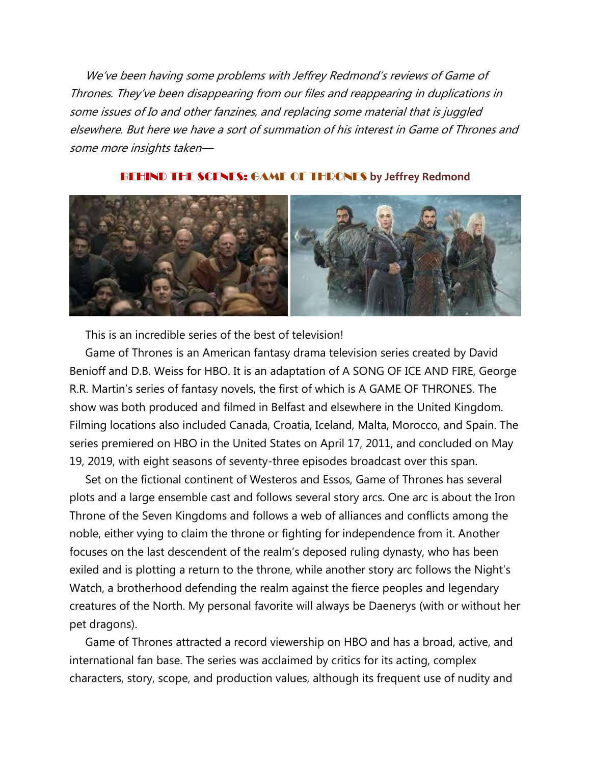*We've been having some problems with Jeffrey Redmond's reviews of Game of Thrones. They've been disappearing from our files and reappearing in duplications in some issues of Io and other fanzines, and replacing some material that is juggled elsewhere. But here we have a sort of summation of his interest in Game of Thrones and some more insights taken—*

## BEHIND THE SCENES: GAME OF THRONES by Jeffrey Redmond

This is an incredible series of the best of television!

Game of Thrones is an American fantasy drama television series created by David Benioff and D.B. Weiss for HBO. It is an adaptation of A SONG OF ICE AND FIRE, George R.R. Martin's series of fantasy novels, the first of which is A GAME OF THRONES. The show was both produced and filmed in Belfast and elsewhere in the United Kingdom. Filming locations also included Canada, Croatia, Iceland, Malta, Morocco, and Spain. The series premiered on HBO in the United States on April 17, 2011, and concluded on May 19, 2019, with eight seasons of seventy-three episodes broadcast over this span.

Set on the fictional continent of Westeros and Essos, Game of Thrones has several plots and a large ensemble cast and follows several story arcs. One arc is about the Iron Throne of the Seven Kingdoms and follows a web of alliances and conflicts among the noble, either vying to claim the throne or fighting for independence from it. Another focuses on the last descendent of the realm's deposed ruling dynasty, who has been exiled and is plotting a return to the throne, while another story arc follows the Night's Watch, a brotherhood defending the realm against the fierce peoples and legendary creatures of the North. My personal favorite will always be Daenerys (with or without her pet dragons).

Game of Thrones attracted a record viewership on HBO and has a broad, active, and international fan base. The series was acclaimed by critics for its acting, complex characters, story, scope, and production values, although its frequent use of nudity and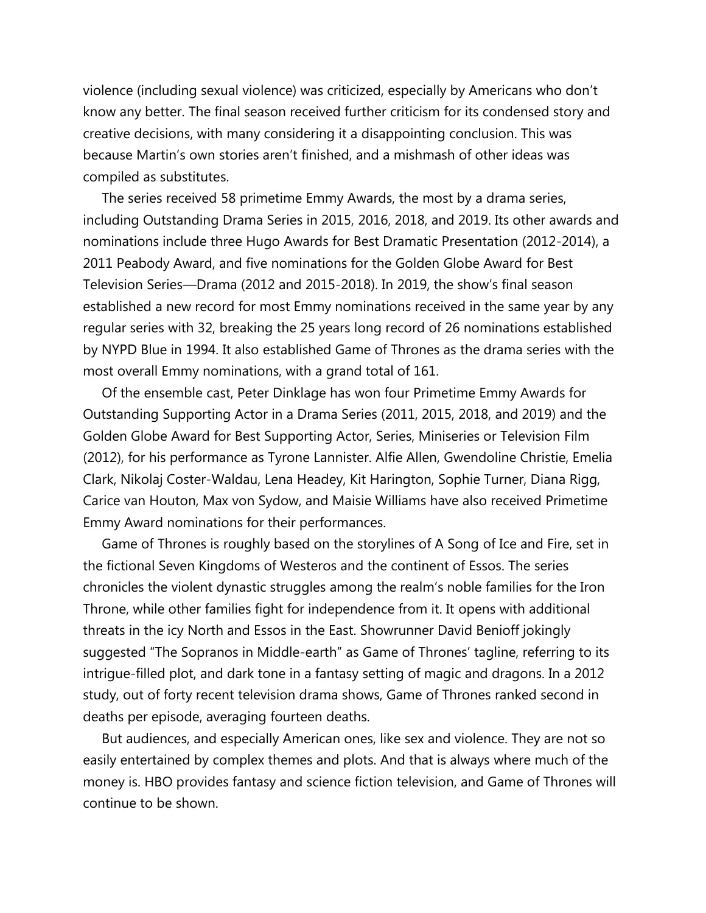violence (including sexual violence) was criticized, especially by Americans who don't know any better. The final season received further criticism for its condensed story and creative decisions, with many considering it a disappointing conclusion. This was because Martin's own stories aren't finished, and a mishmash of other ideas was compiled as substitutes.

The series received 58 primetime Emmy Awards, the most by a drama series, including Outstanding Drama Series in 2015, 2016, 2018, and 2019. Its other awards and nominations include three Hugo Awards for Best Dramatic Presentation (2012-2014), a 2011 Peabody Award, and five nominations for the Golden Globe Award for Best Television Series—Drama (2012 and 2015-2018). In 2019, the show's final season established a new record for most Emmy nominations received in the same year by any regular series with 32, breaking the 25 years long record of 26 nominations established by NYPD Blue in 1994. It also established Game of Thrones as the drama series with the most overall Emmy nominations, with a grand total of 161.

Of the ensemble cast, Peter Dinklage has won four Primetime Emmy Awards for Outstanding Supporting Actor in a Drama Series (2011, 2015, 2018, and 2019) and the Golden Globe Award for Best Supporting Actor, Series, Miniseries or Television Film (2012), for his performance as Tyrone Lannister. Alfie Allen, Gwendoline Christie, Emelia Clark, Nikolaj Coster-Waldau, Lena Headey, Kit Harington, Sophie Turner, Diana Rigg, Carice van Houton, Max von Sydow, and Maisie Williams have also received Primetime Emmy Award nominations for their performances.

Game of Thrones is roughly based on the storylines of A Song of Ice and Fire, set in the fictional Seven Kingdoms of Westeros and the continent of Essos. The series chronicles the violent dynastic struggles among the realm's noble families for the Iron Throne, while other families fight for independence from it. It opens with additional threats in the icy North and Essos in the East. Showrunner David Benioff jokingly suggested "The Sopranos in Middle-earth" as Game of Thrones' tagline, referring to its intrigue-filled plot, and dark tone in a fantasy setting of magic and dragons. In a 2012 study, out of forty recent television drama shows, Game of Thrones ranked second in deaths per episode, averaging fourteen deaths.

But audiences, and especially American ones, like sex and violence. They are not so easily entertained by complex themes and plots. And that is always where much of the money is. HBO provides fantasy and science fiction television, and Game of Thrones will continue to be shown.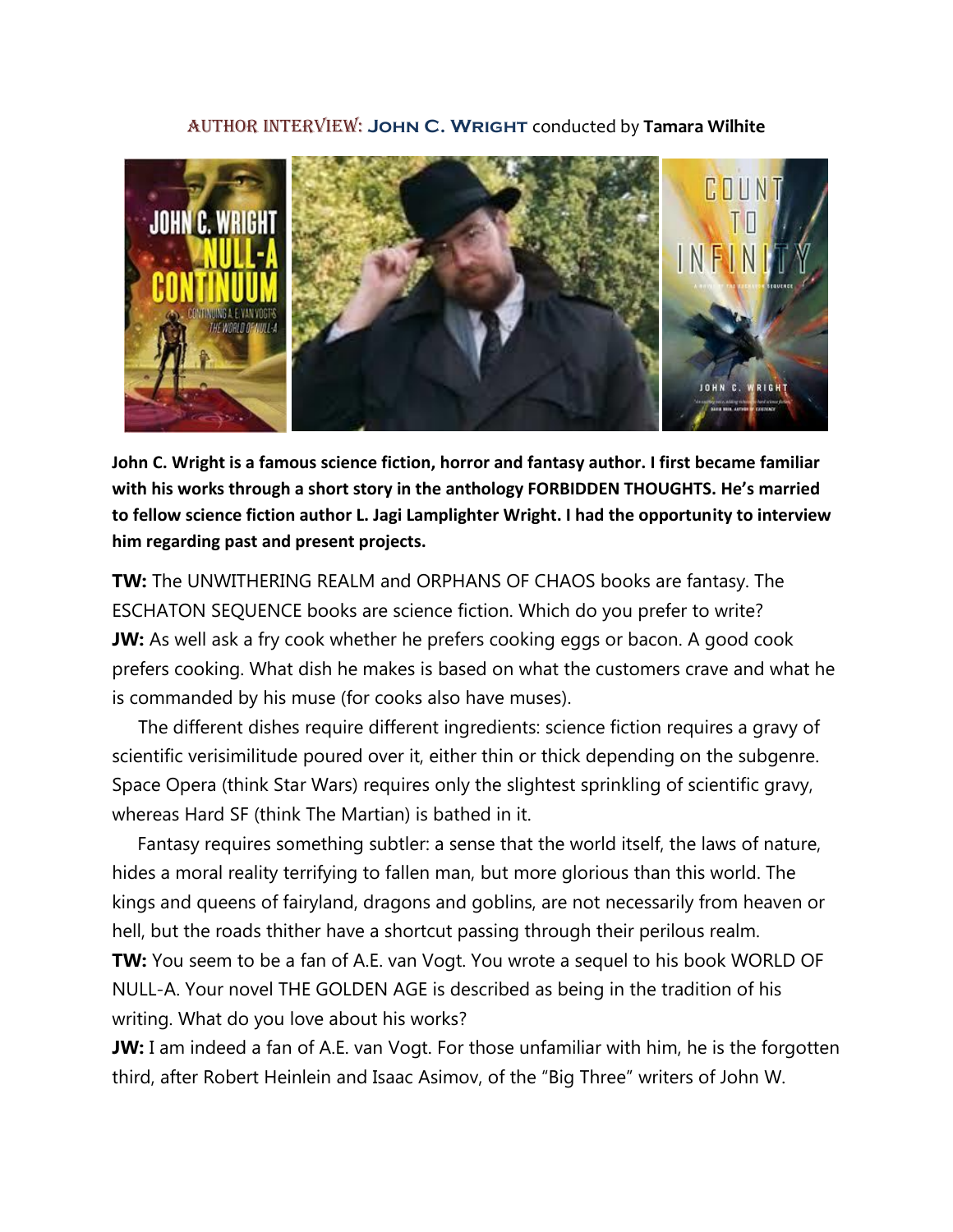## Author Interview: John C. Wright conducted by Tamara Wilhite

**John C. Wright is a famous science fiction, horror and fantasy author. I first became familiar with his works through a short story in the anthology FORBIDDEN THOUGHTS. He's married to fellow science fiction author L. Jagi Lamplighter Wright. I had the opportunity to interview him regarding past and present projects.**

**TW:** The UNWITHERING REALM and ORPHANS OF CHAOS books are fantasy. The ESCHATON SEQUENCE books are science fiction. Which do you prefer to write?

**JW:** As well ask a fry cook whether he prefers cooking eggs or bacon. A good cook prefers cooking. What dish he makes is based on what the customers crave and what he is commanded by his muse (for cooks also have muses).

The different dishes require different ingredients: science fiction requires a gravy of scientific verisimilitude poured over it, either thin or thick depending on the subgenre. Space Opera (think Star Wars) requires only the slightest sprinkling of scientific gravy, whereas Hard SF (think The Martian) is bathed in it.

Fantasy requires something subtler: a sense that the world itself, the laws of nature, hides a moral reality terrifying to fallen man, but more glorious than this world. The kings and queens of fairyland, dragons and goblins, are not necessarily from heaven or hell, but the roads thither have a shortcut passing through their perilous realm.

**TW:** You seem to be a fan of A.E. van Vogt. You wrote a sequel to his book WORLD OF NULL-A. Your novel THE GOLDEN AGE is described as being in the tradition of his writing. What do you love about his works?

**JW:** I am indeed a fan of A.E. van Vogt. For those unfamiliar with him, he is the forgotten third, after Robert Heinlein and Isaac Asimov, of the "Big Three" writers of John W.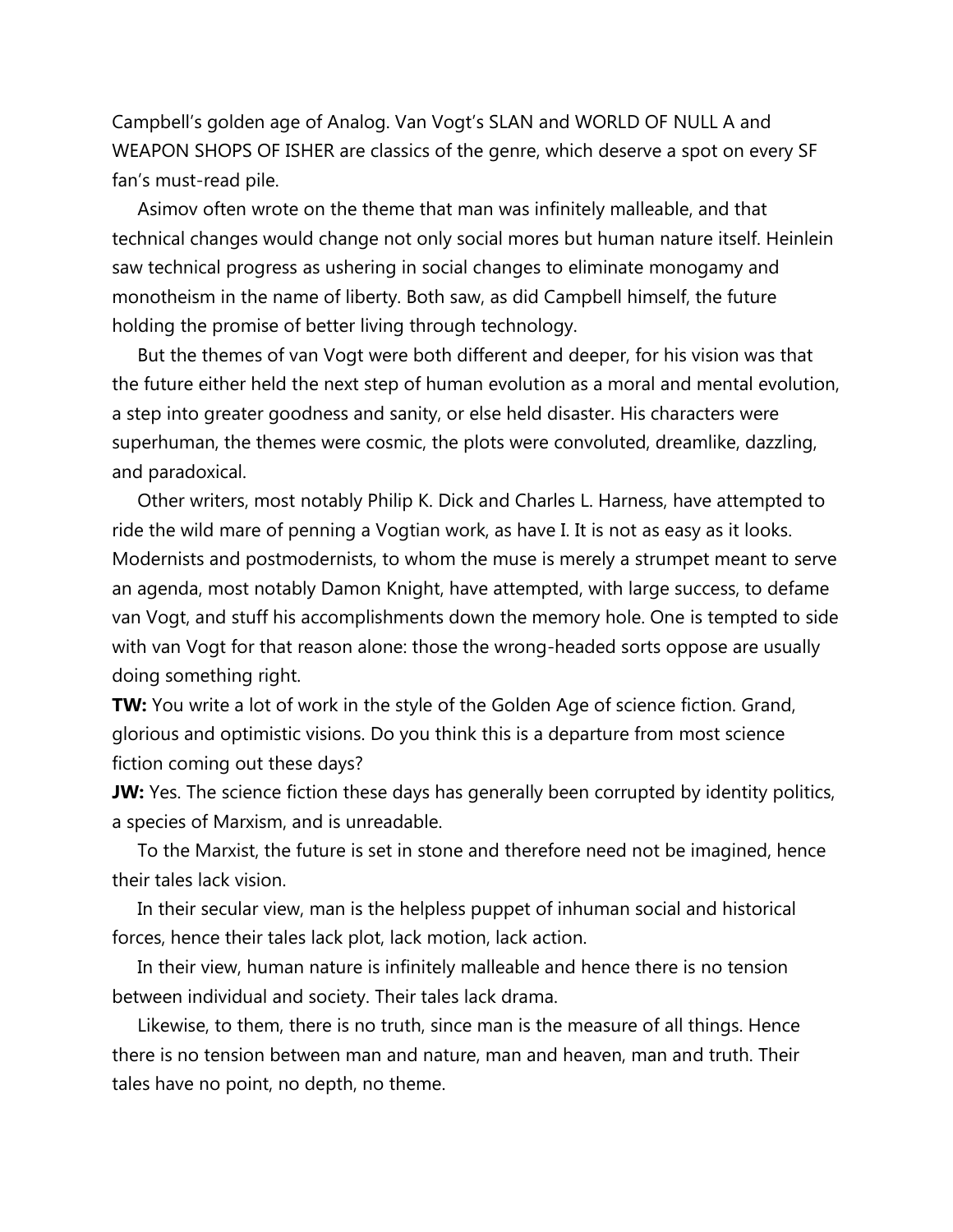Campbell's golden age of Analog. Van Vogt's SLAN and WORLD OF NULL A and WEAPON SHOPS OF ISHER are classics of the genre, which deserve a spot on every SF fan's must-read pile.

Asimov often wrote on the theme that man was infinitely malleable, and that technical changes would change not only social mores but human nature itself. Heinlein saw technical progress as ushering in social changes to eliminate monogamy and monotheism in the name of liberty. Both saw, as did Campbell himself, the future holding the promise of better living through technology.

But the themes of van Vogt were both different and deeper, for his vision was that the future either held the next step of human evolution as a moral and mental evolution, a step into greater goodness and sanity, or else held disaster. His characters were superhuman, the themes were cosmic, the plots were convoluted, dreamlike, dazzling, and paradoxical.

Other writers, most notably Philip K. Dick and Charles L. Harness, have attempted to ride the wild mare of penning a Vogtian work, as have I. It is not as easy as it looks. Modernists and postmodernists, to whom the muse is merely a strumpet meant to serve an agenda, most notably Damon Knight, have attempted, with large success, to defame van Vogt, and stuff his accomplishments down the memory hole. One is tempted to side with van Vogt for that reason alone: those the wrong-headed sorts oppose are usually doing something right.

**TW:** You write a lot of work in the style of the Golden Age of science fiction. Grand, glorious and optimistic visions. Do you think this is a departure from most science fiction coming out these days?

**JW:** Yes. The science fiction these days has generally been corrupted by identity politics, a species of Marxism, and is unreadable.

To the Marxist, the future is set in stone and therefore need not be imagined, hence their tales lack vision.

In their secular view, man is the helpless puppet of inhuman social and historical forces, hence their tales lack plot, lack motion, lack action.

In their view, human nature is infinitely malleable and hence there is no tension between individual and society. Their tales lack drama.

Likewise, to them, there is no truth, since man is the measure of all things. Hence there is no tension between man and nature, man and heaven, man and truth. Their tales have no point, no depth, no theme.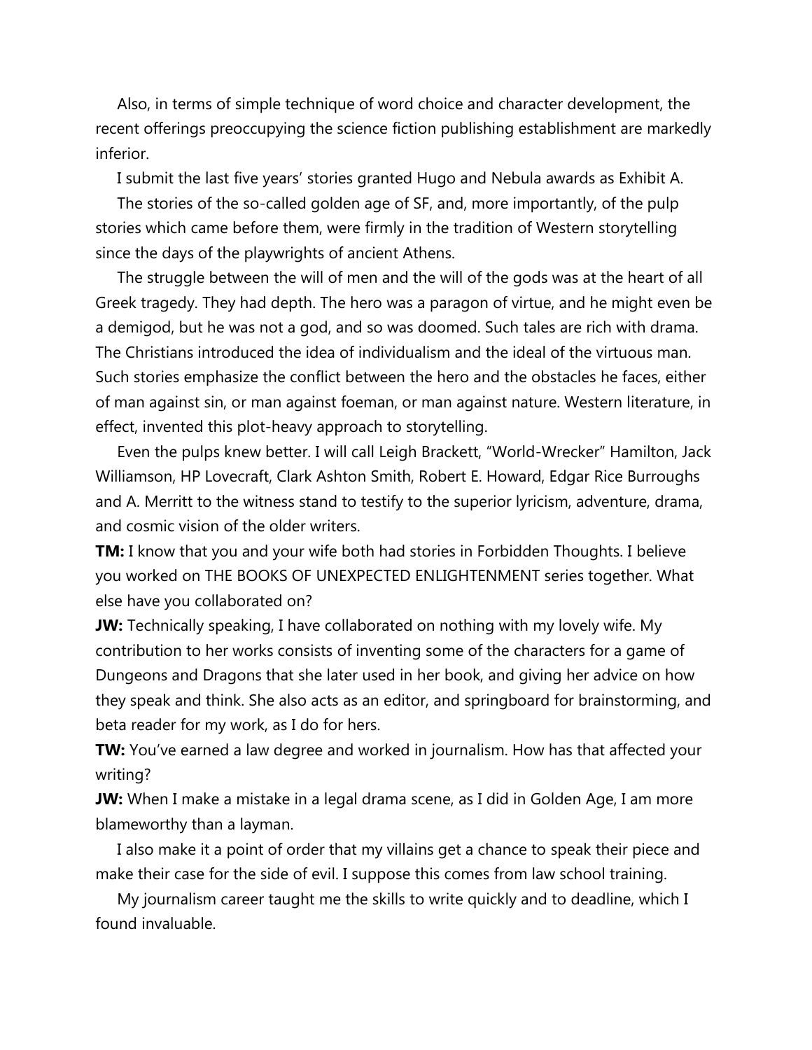Also, in terms of simple technique of word choice and character development, the recent offerings preoccupying the science fiction publishing establishment are markedly inferior.

I submit the last five years' stories granted Hugo and Nebula awards as Exhibit A.

The stories of the so-called golden age of SF, and, more importantly, of the pulp stories which came before them, were firmly in the tradition of Western storytelling since the days of the playwrights of ancient Athens.

The struggle between the will of men and the will of the gods was at the heart of all Greek tragedy. They had depth. The hero was a paragon of virtue, and he might even be a demigod, but he was not a god, and so was doomed. Such tales are rich with drama. The Christians introduced the idea of individualism and the ideal of the virtuous man. Such stories emphasize the conflict between the hero and the obstacles he faces, either of man against sin, or man against foeman, or man against nature. Western literature, in effect, invented this plot-heavy approach to storytelling.

Even the pulps knew better. I will call Leigh Brackett, "World-Wrecker" Hamilton, Jack Williamson, HP Lovecraft, Clark Ashton Smith, Robert E. Howard, Edgar Rice Burroughs and A. Merritt to the witness stand to testify to the superior lyricism, adventure, drama, and cosmic vision of the older writers.

**TM:** I know that you and your wife both had stories in Forbidden Thoughts. I believe you worked on THE BOOKS OF UNEXPECTED ENLIGHTENMENT series together. What else have you collaborated on?

**JW:** Technically speaking, I have collaborated on nothing with my lovely wife. My contribution to her works consists of inventing some of the characters for a game of Dungeons and Dragons that she later used in her book, and giving her advice on how they speak and think. She also acts as an editor, and springboard for brainstorming, and beta reader for my work, as I do for hers.

**TW:** You've earned a law degree and worked in journalism. How has that affected your writing?

**JW:** When I make a mistake in a legal drama scene, as I did in Golden Age, I am more blameworthy than a layman.

I also make it a point of order that my villains get a chance to speak their piece and make their case for the side of evil. I suppose this comes from law school training.

My journalism career taught me the skills to write quickly and to deadline, which I found invaluable.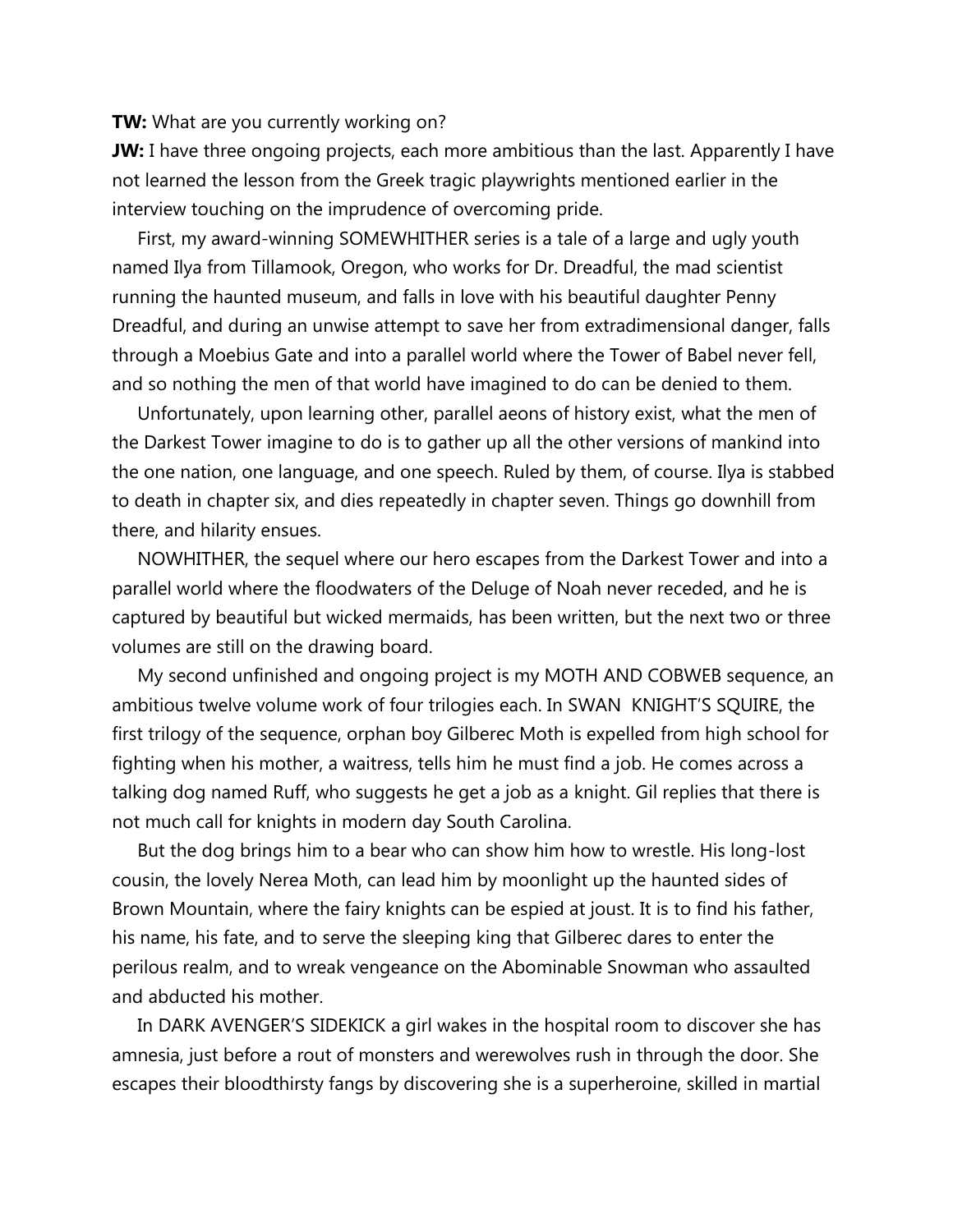**TW:** What are you currently working on?

**JW:** I have three ongoing projects, each more ambitious than the last. Apparently I have not learned the lesson from the Greek tragic playwrights mentioned earlier in the interview touching on the imprudence of overcoming pride.

First, my award-winning SOMEWHITHER series is a tale of a large and ugly youth named Ilya from Tillamook, Oregon, who works for Dr. Dreadful, the mad scientist running the haunted museum, and falls in love with his beautiful daughter Penny Dreadful, and during an unwise attempt to save her from extradimensional danger, falls through a Moebius Gate and into a parallel world where the Tower of Babel never fell, and so nothing the men of that world have imagined to do can be denied to them.

Unfortunately, upon learning other, parallel aeons of history exist, what the men of the Darkest Tower imagine to do is to gather up all the other versions of mankind into the one nation, one language, and one speech. Ruled by them, of course. Ilya is stabbed to death in chapter six, and dies repeatedly in chapter seven. Things go downhill from there, and hilarity ensues.

NOWHITHER, the sequel where our hero escapes from the Darkest Tower and into a parallel world where the floodwaters of the Deluge of Noah never receded, and he is captured by beautiful but wicked mermaids, has been written, but the next two or three volumes are still on the drawing board.

My second unfinished and ongoing project is my MOTH AND COBWEB sequence, an ambitious twelve volume work of four trilogies each. In SWAN KNIGHT'S SQUIRE, the first trilogy of the sequence, orphan boy Gilberec Moth is expelled from high school for fighting when his mother, a waitress, tells him he must find a job. He comes across a talking dog named Ruff, who suggests he get a job as a knight. Gil replies that there is not much call for knights in modern day South Carolina.

But the dog brings him to a bear who can show him how to wrestle. His long-lost cousin, the lovely Nerea Moth, can lead him by moonlight up the haunted sides of Brown Mountain, where the fairy knights can be espied at joust. It is to find his father, his name, his fate, and to serve the sleeping king that Gilberec dares to enter the perilous realm, and to wreak vengeance on the Abominable Snowman who assaulted and abducted his mother.

In DARK AVENGER'S SIDEKICK a girl wakes in the hospital room to discover she has amnesia, just before a rout of monsters and werewolves rush in through the door. She escapes their bloodthirsty fangs by discovering she is a superheroine, skilled in martial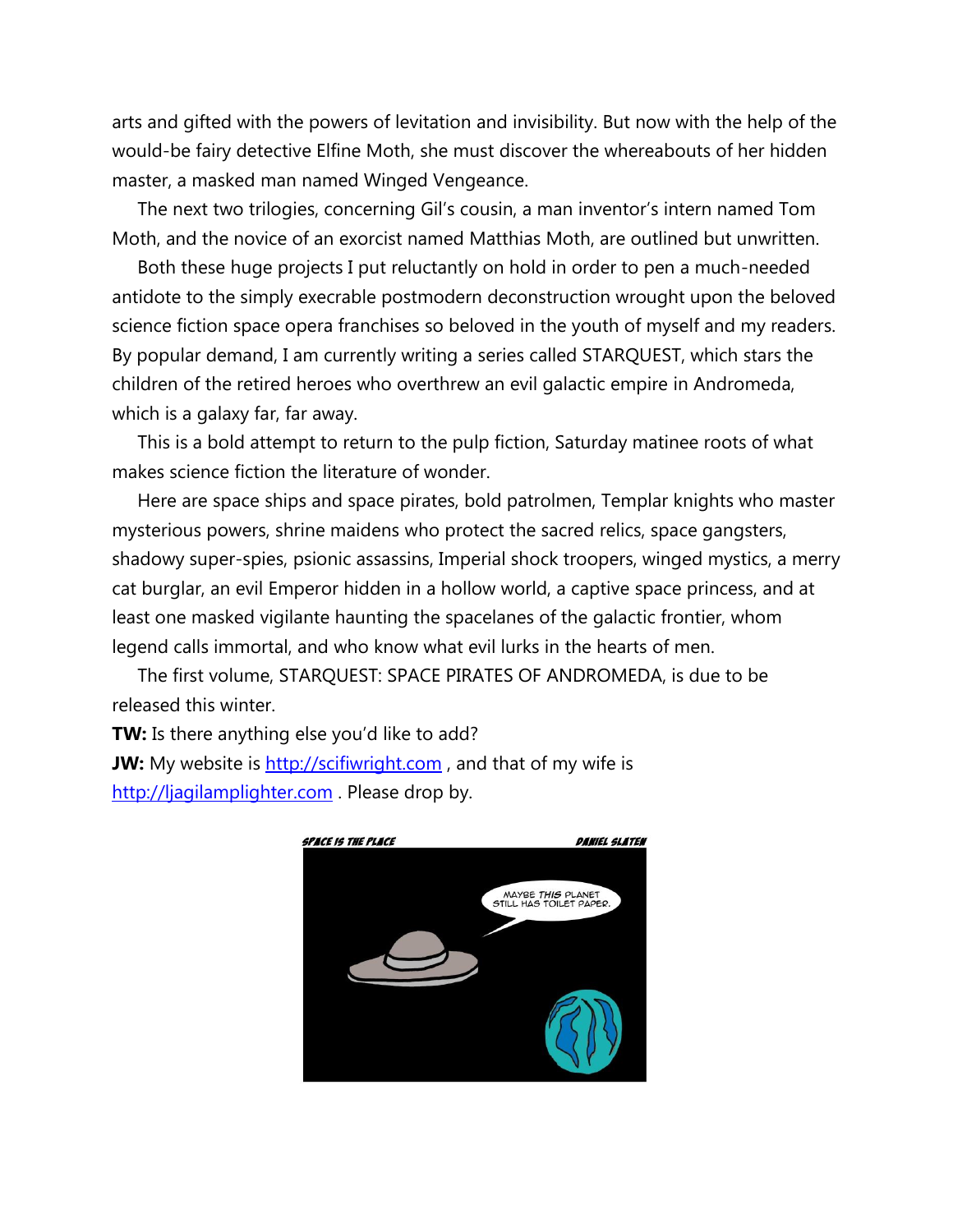arts and gifted with the powers of levitation and invisibility. But now with the help of the would-be fairy detective Elfine Moth, she must discover the whereabouts of her hidden master, a masked man named Winged Vengeance.

The next two trilogies, concerning Gil's cousin, a man inventor's intern named Tom Moth, and the novice of an exorcist named Matthias Moth, are outlined but unwritten.

Both these huge projects I put reluctantly on hold in order to pen a much-needed antidote to the simply execrable postmodern deconstruction wrought upon the beloved science fiction space opera franchises so beloved in the youth of myself and my readers. By popular demand, I am currently writing a series called STARQUEST, which stars the children of the retired heroes who overthrew an evil galactic empire in Andromeda, which is a galaxy far, far away.

This is a bold attempt to return to the pulp fiction, Saturday matinee roots of what makes science fiction the literature of wonder.

Here are space ships and space pirates, bold patrolmen, Templar knights who master mysterious powers, shrine maidens who protect the sacred relics, space gangsters, shadowy super-spies, psionic assassins, Imperial shock troopers, winged mystics, a merry cat burglar, an evil Emperor hidden in a hollow world, a captive space princess, and at least one masked vigilante haunting the spacelanes of the galactic frontier, whom legend calls immortal, and who know what evil lurks in the hearts of men.

The first volume, STARQUEST: SPACE PIRATES OF ANDROMEDA, is due to be released this winter.

**TW:** Is there anything else you'd like to add?

**JW:** My website is [http://scifiwright.com](http://scifiwright.com) , and that of my wife is [http://ljagilamplighter.com](http://ljagilamplighter.com) . Please drop by.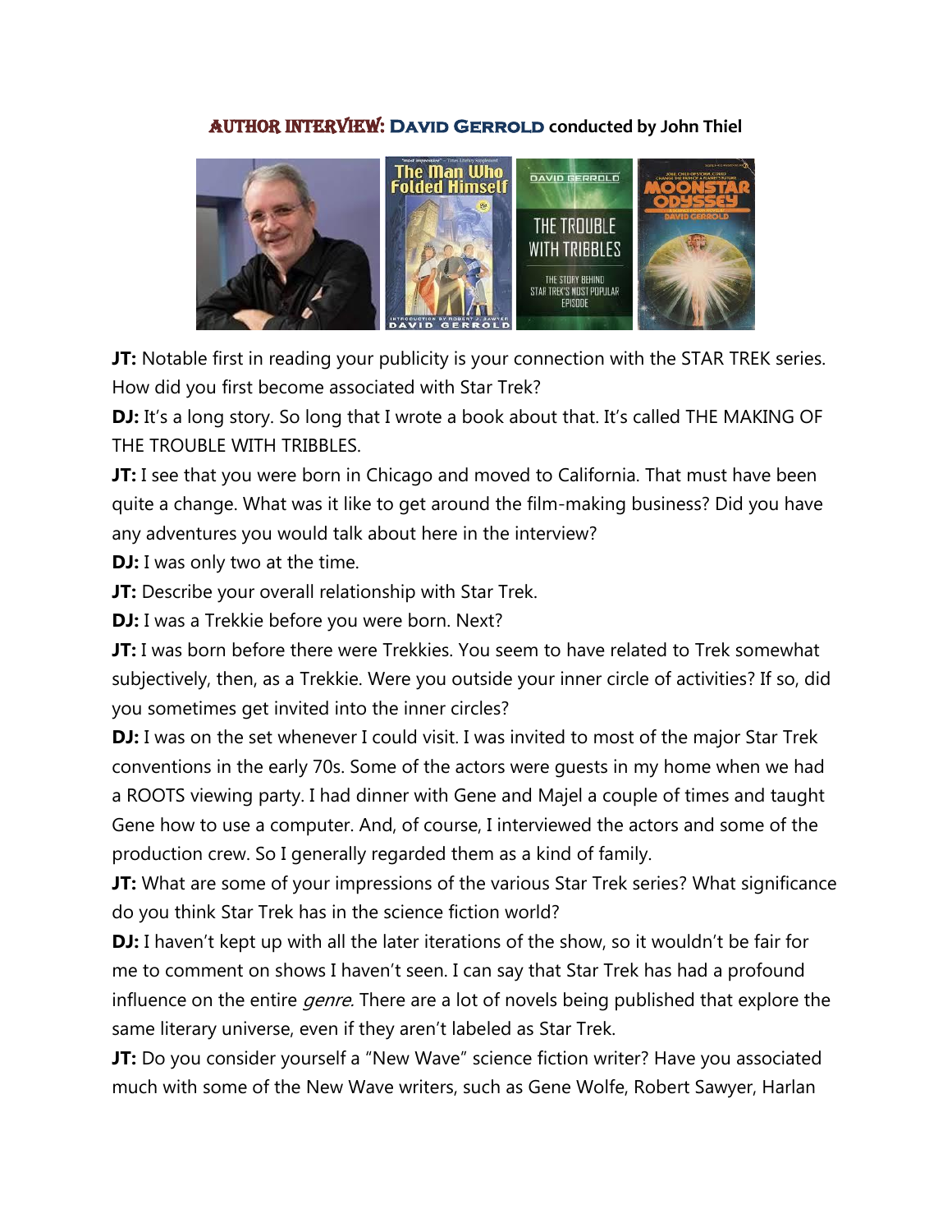## AUTHOR INTERVIEW: DAVID GERROLD conducted by John Thiel

**JT:** Notable first in reading your publicity is your connection with the STAR TREK series. How did you first become associated with Star Trek?

**DJ:** It's a long story. So long that I wrote a book about that. It's called THE MAKING OF THE TROUBLE WITH TRIBBLES.

**JT:** I see that you were born in Chicago and moved to California. That must have been quite a change. What was it like to get around the film-making business? Did you have any adventures you would talk about here in the interview?

**DJ:** I was only two at the time.

**JT:** Describe your overall relationship with Star Trek.

**DJ:** I was a Trekkie before you were born. Next?

**JT:** I was born before there were Trekkies. You seem to have related to Trek somewhat subjectively, then, as a Trekkie. Were you outside your inner circle of activities? If so, did you sometimes get invited into the inner circles?

**DJ:** I was on the set whenever I could visit. I was invited to most of the major Star Trek conventions in the early 70s. Some of the actors were guests in my home when we had a ROOTS viewing party. I had dinner with Gene and Majel a couple of times and taught Gene how to use a computer. And, of course, I interviewed the actors and some of the production crew. So I generally regarded them as a kind of family.

**JT:** What are some of your impressions of the various Star Trek series? What significance do you think Star Trek has in the science fiction world?

**DJ:** I haven't kept up with all the later iterations of the show, so it wouldn't be fair for me to comment on shows I haven't seen. I can say that Star Trek has had a profound influence on the entire *genre.* There are a lot of novels being published that explore the same literary universe, even if they aren't labeled as Star Trek.

**JT:** Do you consider yourself a "New Wave" science fiction writer? Have you associated much with some of the New Wave writers, such as Gene Wolfe, Robert Sawyer, Harlan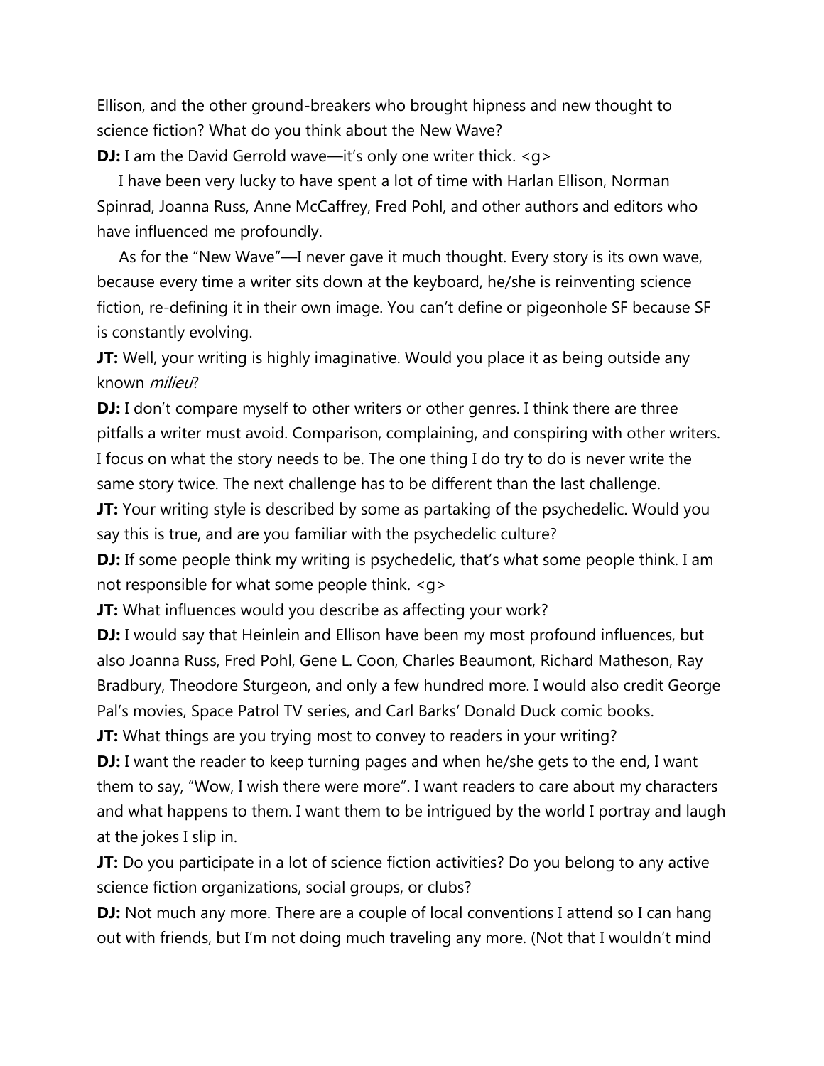Ellison, and the other ground-breakers who brought hipness and new thought to science fiction? What do you think about the New Wave?

**DJ:** I am the David Gerrold wave—it's only one writer thick. <g>

I have been very lucky to have spent a lot of time with Harlan Ellison, Norman Spinrad, Joanna Russ, Anne McCaffrey, Fred Pohl, and other authors and editors who have influenced me profoundly.

As for the "New Wave"—I never gave it much thought. Every story is its own wave, because every time a writer sits down at the keyboard, he/she is reinventing science fiction, re-defining it in their own image. You can't define or pigeonhole SF because SF is constantly evolving.

**JT:** Well, your writing is highly imaginative. Would you place it as being outside any known *milieu*?

**DJ:** I don't compare myself to other writers or other genres. I think there are three pitfalls a writer must avoid. Comparison, complaining, and conspiring with other writers. I focus on what the story needs to be. The one thing I do try to do is never write the same story twice. The next challenge has to be different than the last challenge.

**JT:** Your writing style is described by some as partaking of the psychedelic. Would you say this is true, and are you familiar with the psychedelic culture?

**DJ:** If some people think my writing is psychedelic, that's what some people think. I am not responsible for what some people think. <g>

**JT:** What influences would you describe as affecting your work?

**DJ:** I would say that Heinlein and Ellison have been my most profound influences, but also Joanna Russ, Fred Pohl, Gene L. Coon, Charles Beaumont, Richard Matheson, Ray Bradbury, Theodore Sturgeon, and only a few hundred more. I would also credit George Pal's movies, Space Patrol TV series, and Carl Barks' Donald Duck comic books.

**JT:** What things are you trying most to convey to readers in your writing?

**DJ:** I want the reader to keep turning pages and when he/she gets to the end, I want them to say, "Wow, I wish there were more". I want readers to care about my characters and what happens to them. I want them to be intrigued by the world I portray and laugh at the jokes I slip in.

**JT:** Do you participate in a lot of science fiction activities? Do you belong to any active science fiction organizations, social groups, or clubs?

**DJ:** Not much any more. There are a couple of local conventions I attend so I can hang out with friends, but I'm not doing much traveling any more. (Not that I wouldn't mind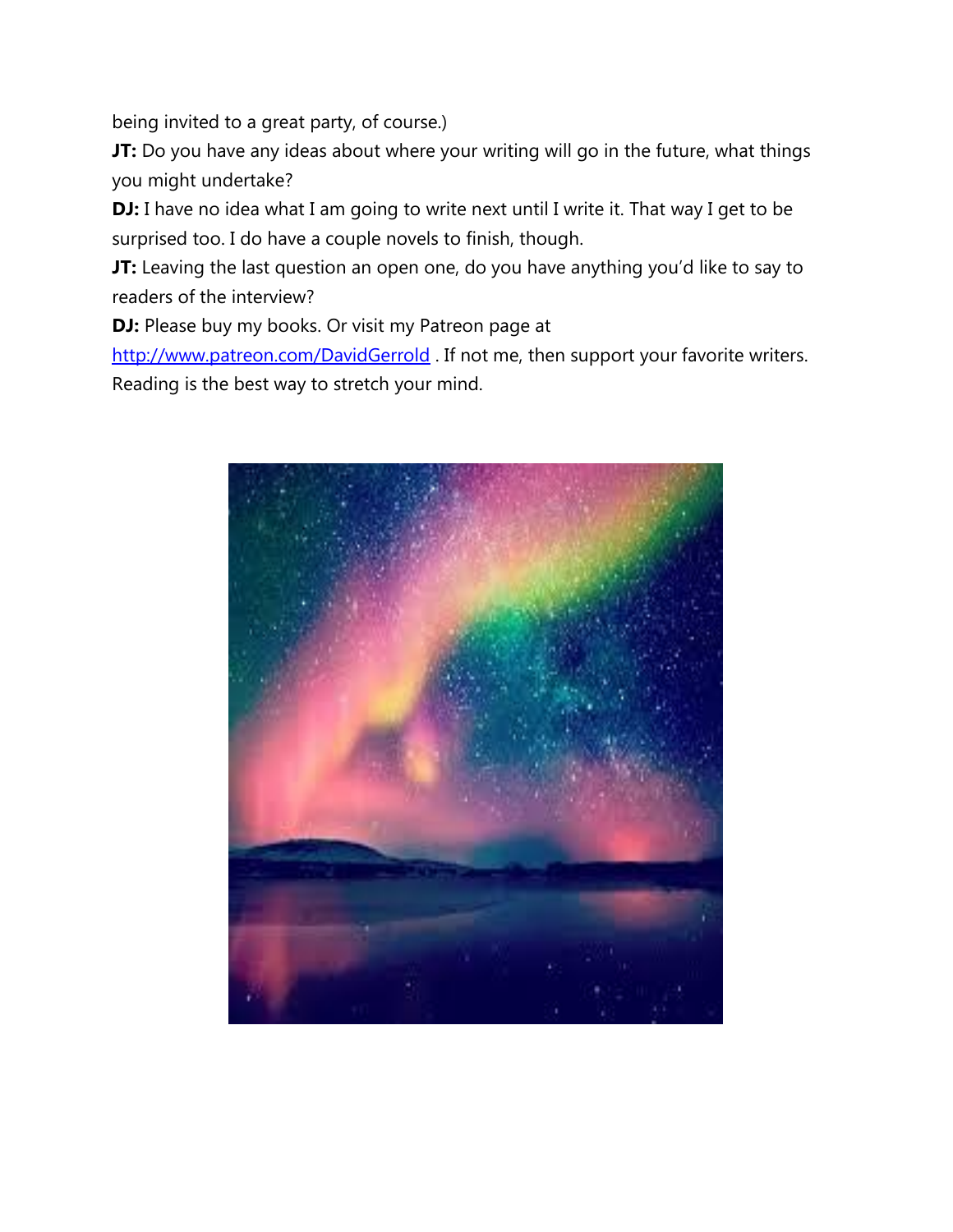being invited to a great party, of course.)

**JT:** Do you have any ideas about where your writing will go in the future, what things you might undertake?

**DJ:** I have no idea what I am going to write next until I write it. That way I get to be surprised too. I do have a couple novels to finish, though.

**JT:** Leaving the last question an open one, do you have anything you'd like to say to readers of the interview?

**DJ:** Please buy my books. Or visit my Patreon page at [http://www.patreon.com/DavidGerrold](http://www.patreon.com/DavidGerrold) . If not me, then support your favorite writers. Reading is the best way to stretch your mind.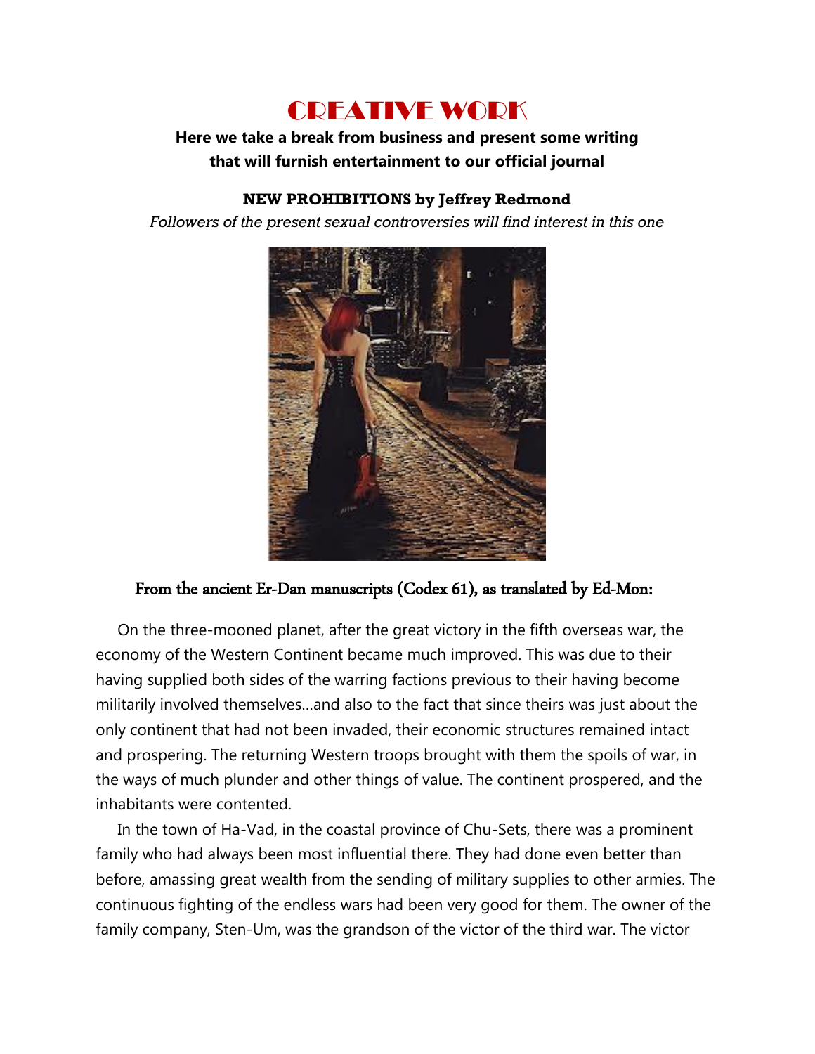# CREATIVE WORK

**Here we take a break from business and present some writing that will furnish entertainment to our official journal**

**NEW PROHIBITIONS by Jeffrey Redmond**

*Followers of the present sexual controversies will find interest in this one*

### From the ancient Er-Dan manuscripts (Codex 61), as translated by Ed-Mon:

On the three-mooned planet, after the great victory in the fifth overseas war, the economy of the Western Continent became much improved. This was due to their having supplied both sides of the warring factions previous to their having become militarily involved themselves…and also to the fact that since theirs was just about the only continent that had not been invaded, their economic structures remained intact and prospering. The returning Western troops brought with them the spoils of war, in the ways of much plunder and other things of value. The continent prospered, and the inhabitants were contented.

In the town of Ha-Vad, in the coastal province of Chu-Sets, there was a prominent family who had always been most influential there. They had done even better than before, amassing great wealth from the sending of military supplies to other armies. The continuous fighting of the endless wars had been very good for them. The owner of the family company, Sten-Um, was the grandson of the victor of the third war. The victor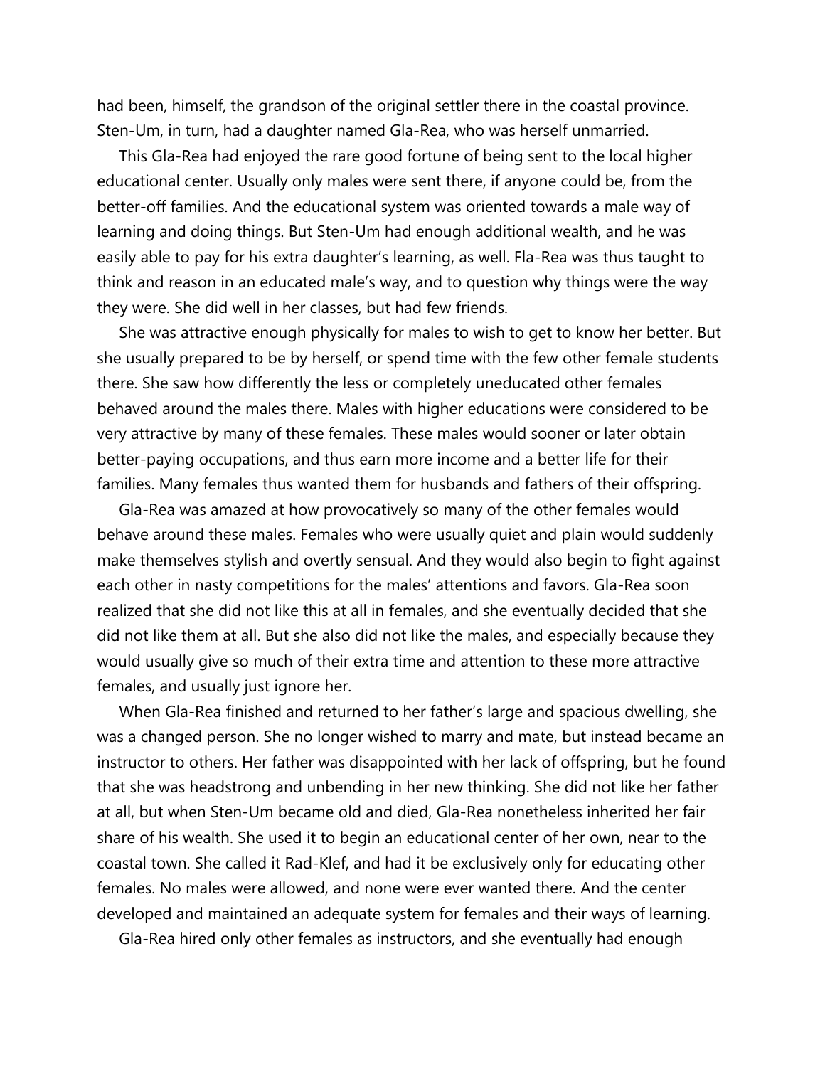had been, himself, the grandson of the original settler there in the coastal province. Sten-Um, in turn, had a daughter named Gla-Rea, who was herself unmarried.

This Gla-Rea had enjoyed the rare good fortune of being sent to the local higher educational center. Usually only males were sent there, if anyone could be, from the better-off families. And the educational system was oriented towards a male way of learning and doing things. But Sten-Um had enough additional wealth, and he was easily able to pay for his extra daughter's learning, as well. Fla-Rea was thus taught to think and reason in an educated male's way, and to question why things were the way they were. She did well in her classes, but had few friends.

She was attractive enough physically for males to wish to get to know her better. But she usually prepared to be by herself, or spend time with the few other female students there. She saw how differently the less or completely uneducated other females behaved around the males there. Males with higher educations were considered to be very attractive by many of these females. These males would sooner or later obtain better-paying occupations, and thus earn more income and a better life for their families. Many females thus wanted them for husbands and fathers of their offspring.

Gla-Rea was amazed at how provocatively so many of the other females would behave around these males. Females who were usually quiet and plain would suddenly make themselves stylish and overtly sensual. And they would also begin to fight against each other in nasty competitions for the males' attentions and favors. Gla-Rea soon realized that she did not like this at all in females, and she eventually decided that she did not like them at all. But she also did not like the males, and especially because they would usually give so much of their extra time and attention to these more attractive females, and usually just ignore her.

When Gla-Rea finished and returned to her father's large and spacious dwelling, she was a changed person. She no longer wished to marry and mate, but instead became an instructor to others. Her father was disappointed with her lack of offspring, but he found that she was headstrong and unbending in her new thinking. She did not like her father at all, but when Sten-Um became old and died, Gla-Rea nonetheless inherited her fair share of his wealth. She used it to begin an educational center of her own, near to the coastal town. She called it Rad-Klef, and had it be exclusively only for educating other females. No males were allowed, and none were ever wanted there. And the center developed and maintained an adequate system for females and their ways of learning.

Gla-Rea hired only other females as instructors, and she eventually had enough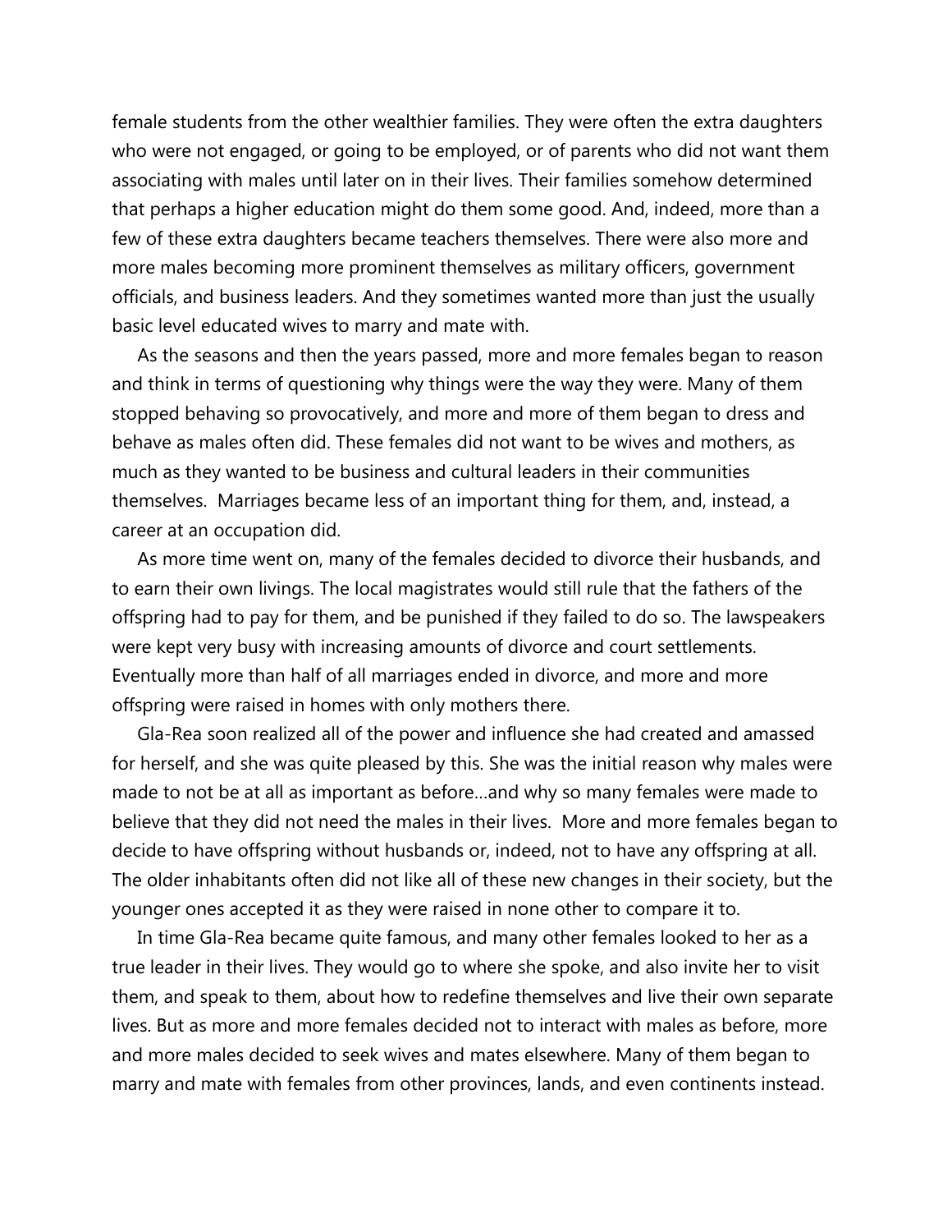female students from the other wealthier families. They were often the extra daughters who were not engaged, or going to be employed, or of parents who did not want them associating with males until later on in their lives. Their families somehow determined that perhaps a higher education might do them some good. And, indeed, more than a few of these extra daughters became teachers themselves. There were also more and more males becoming more prominent themselves as military officers, government officials, and business leaders. And they sometimes wanted more than just the usually basic level educated wives to marry and mate with.

As the seasons and then the years passed, more and more females began to reason and think in terms of questioning why things were the way they were. Many of them stopped behaving so provocatively, and more and more of them began to dress and behave as males often did. These females did not want to be wives and mothers, as much as they wanted to be business and cultural leaders in their communities themselves. Marriages became less of an important thing for them, and, instead, a career at an occupation did.

As more time went on, many of the females decided to divorce their husbands, and to earn their own livings. The local magistrates would still rule that the fathers of the offspring had to pay for them, and be punished if they failed to do so. The lawspeakers were kept very busy with increasing amounts of divorce and court settlements. Eventually more than half of all marriages ended in divorce, and more and more offspring were raised in homes with only mothers there.

Gla-Rea soon realized all of the power and influence she had created and amassed for herself, and she was quite pleased by this. She was the initial reason why males were made to not be at all as important as before…and why so many females were made to believe that they did not need the males in their lives. More and more females began to decide to have offspring without husbands or, indeed, not to have any offspring at all. The older inhabitants often did not like all of these new changes in their society, but the younger ones accepted it as they were raised in none other to compare it to.

In time Gla-Rea became quite famous, and many other females looked to her as a true leader in their lives. They would go to where she spoke, and also invite her to visit them, and speak to them, about how to redefine themselves and live their own separate lives. But as more and more females decided not to interact with males as before, more and more males decided to seek wives and mates elsewhere. Many of them began to marry and mate with females from other provinces, lands, and even continents instead.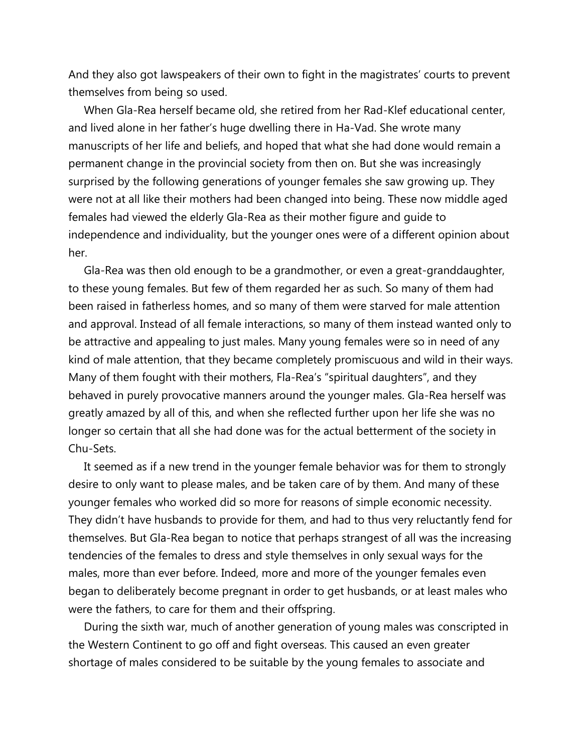And they also got lawspeakers of their own to fight in the magistrates' courts to prevent themselves from being so used.

When Gla-Rea herself became old, she retired from her Rad-Klef educational center, and lived alone in her father's huge dwelling there in Ha-Vad. She wrote many manuscripts of her life and beliefs, and hoped that what she had done would remain a permanent change in the provincial society from then on. But she was increasingly surprised by the following generations of younger females she saw growing up. They were not at all like their mothers had been changed into being. These now middle aged females had viewed the elderly Gla-Rea as their mother figure and guide to independence and individuality, but the younger ones were of a different opinion about her.

Gla-Rea was then old enough to be a grandmother, or even a great-granddaughter, to these young females. But few of them regarded her as such. So many of them had been raised in fatherless homes, and so many of them were starved for male attention and approval. Instead of all female interactions, so many of them instead wanted only to be attractive and appealing to just males. Many young females were so in need of any kind of male attention, that they became completely promiscuous and wild in their ways. Many of them fought with their mothers, Fla-Rea's "spiritual daughters", and they behaved in purely provocative manners around the younger males. Gla-Rea herself was greatly amazed by all of this, and when she reflected further upon her life she was no longer so certain that all she had done was for the actual betterment of the society in Chu-Sets.

It seemed as if a new trend in the younger female behavior was for them to strongly desire to only want to please males, and be taken care of by them. And many of these younger females who worked did so more for reasons of simple economic necessity. They didn't have husbands to provide for them, and had to thus very reluctantly fend for themselves. But Gla-Rea began to notice that perhaps strangest of all was the increasing tendencies of the females to dress and style themselves in only sexual ways for the males, more than ever before. Indeed, more and more of the younger females even began to deliberately become pregnant in order to get husbands, or at least males who were the fathers, to care for them and their offspring.

During the sixth war, much of another generation of young males was conscripted in the Western Continent to go off and fight overseas. This caused an even greater shortage of males considered to be suitable by the young females to associate and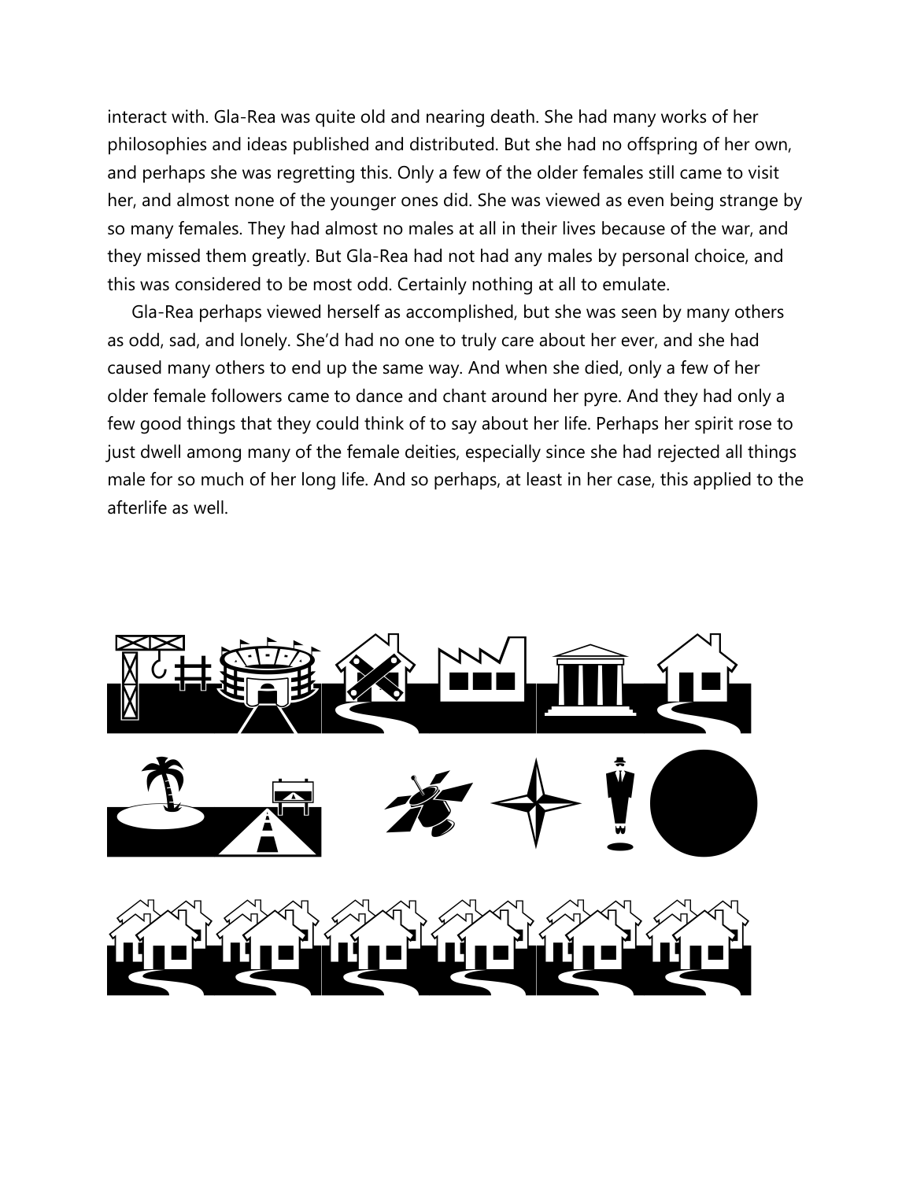interact with. Gla-Rea was quite old and nearing death. She had many works of her philosophies and ideas published and distributed. But she had no offspring of her own, and perhaps she was regretting this. Only a few of the older females still came to visit her, and almost none of the younger ones did. She was viewed as even being strange by so many females. They had almost no males at all in their lives because of the war, and they missed them greatly. But Gla-Rea had not had any males by personal choice, and this was considered to be most odd. Certainly nothing at all to emulate.

Gla-Rea perhaps viewed herself as accomplished, but she was seen by many others as odd, sad, and lonely. She'd had no one to truly care about her ever, and she had caused many others to end up the same way. And when she died, only a few of her older female followers came to dance and chant around her pyre. And they had only a few good things that they could think of to say about her life. Perhaps her spirit rose to just dwell among many of the female deities, especially since she had rejected all things male for so much of her long life. And so perhaps, at least in her case, this applied to the afterlife as well.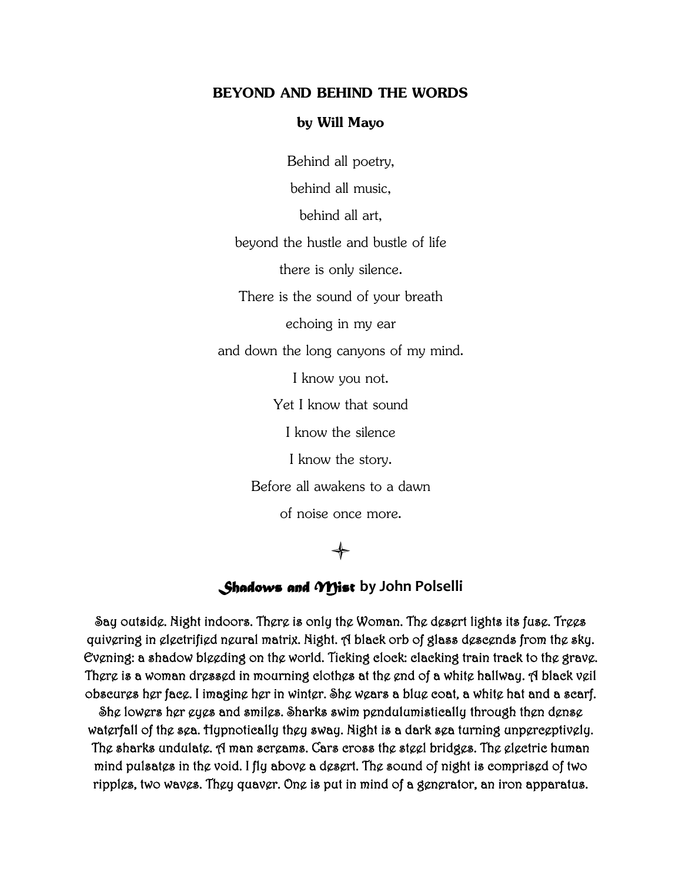## BEYOND AND BEHIND THE WORDS

**by Will Mayo**

Behind all poetry,

behind all music,

behind all art,

beyond the hustle and bustle of life

there is only silence.

There is the sound of your breath

echoing in my ear

and down the long canyons of my mind.

I know you not.

Yet I know that sound

I know the silence

I know the story.

Before all awakens to a dawn

of noise once more.

✦

## *Shadows and Mist* by John Polselli

Say outside. Night indoors. There is only the Woman. The desert lights its fuse. Trees quivering in electrified neural matrix. Night. A black orb of glass descends from the sky. Evening: a shadow bleeding on the world. Ticking clock: clacking train track to the grave. There is a woman dressed in mourning clothes at the end of a white hallway. A black veil obscures her face. I imagine her in winter. She wears a blue coat, a white hat and a scarf. She lowers her eyes and smiles. Sharks swim pendulumistically through then dense waterfall of the sea. Hypnotically they sway. Night is a dark sea turning unperceptively. The sharks undulate. A man screams. Cars cross the steel bridges. The electric human mind pulsates in the void. I fly above a desert. The sound of night is comprised of two ripples, two waves. They quaver. One is put in mind of a generator, an iron apparatus.